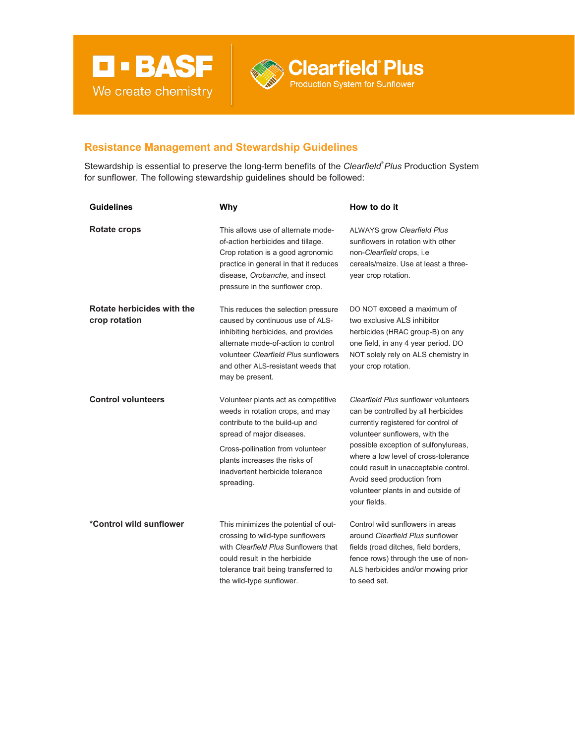BASF

We create chemistry

Clearfield® Plus

Production System for Sunflower

## Resistance Management and Stewardship Guidelines

Stewardship is essential to preserve the long-term benefits of the *Clearfield® Plus* Production System for sunflower. The following stewardship guidelines should be followed:

| Guidelines | Why | How to do it |
| --- | --- | --- |
| **Rotate crops** | This allows use of alternate mode-of-action herbicides and tillage. Crop rotation is a good agronomic practice in general in that it reduces disease, *Orobanche*, and insect pressure in the sunflower crop. | ALWAYS grow *Clearfield Plus* sunflowers in rotation with other non-*Clearfield* crops, i.e cereals/maize. Use at least a three-year crop rotation. |
| **Rotate herbicides with the crop rotation** | This reduces the selection pressure caused by continuous use of ALS-inhibiting herbicides, and provides alternate mode-of-action to control volunteer *Clearfield Plus* sunflowers and other ALS-resistant weeds that may be present. | DO NOT exceed a maximum of two exclusive ALS inhibitor herbicides (HRAC group-B) on any one field, in any 4 year period. DO NOT solely rely on ALS chemistry in your crop rotation. |
| **Control volunteers** | Volunteer plants act as competitive weeds in rotation crops, and may contribute to the build-up and spread of major diseases. Cross-pollination from volunteer plants increases the risks of inadvertent herbicide tolerance spreading. | *Clearfield Plus* sunflower volunteers can be controlled by all herbicides currently registered for control of volunteer sunflowers, with the possible exception of sulfonylureas, where a low level of cross-tolerance could result in unacceptable control. Avoid seed production from volunteer plants in and outside of your fields. |
| ***Control wild sunflower** | This minimizes the potential of out-crossing to wild-type sunflowers with *Clearfield Plus* Sunflowers that could result in the herbicide tolerance trait being transferred to the wild-type sunflower. | Control wild sunflowers in areas around *Clearfield Plus* sunflower fields (road ditches, field borders, fence rows) through the use of non-ALS herbicides and/or mowing prior to seed set. |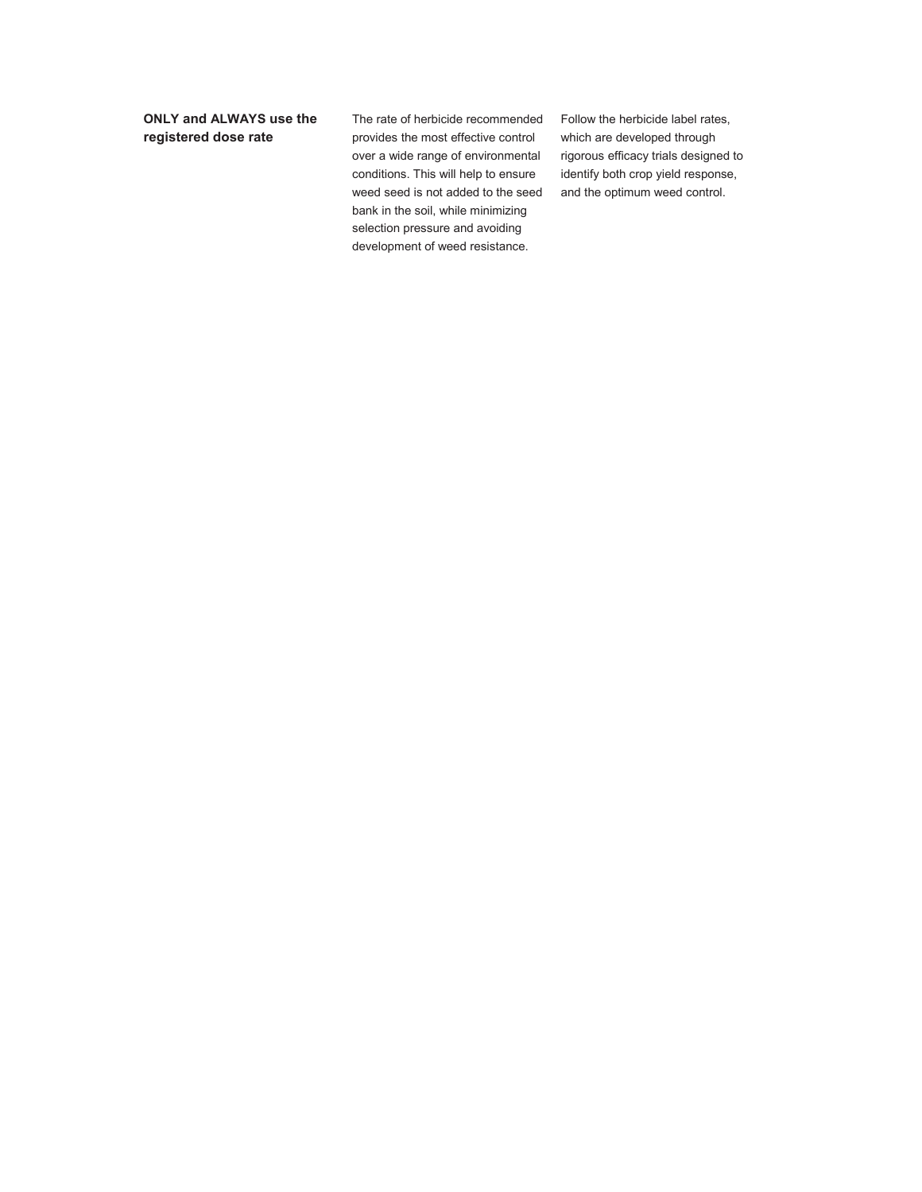| | | |
|---|---|---|
| **ONLY and ALWAYS use the registered dose rate** | The rate of herbicide recommended provides the most effective control over a wide range of environmental conditions. This will help to ensure weed seed is not added to the seed bank in the soil, while minimizing selection pressure and avoiding development of weed resistance. | Follow the herbicide label rates, which are developed through rigorous efficacy trials designed to identify both crop yield response, and the optimum weed control. |